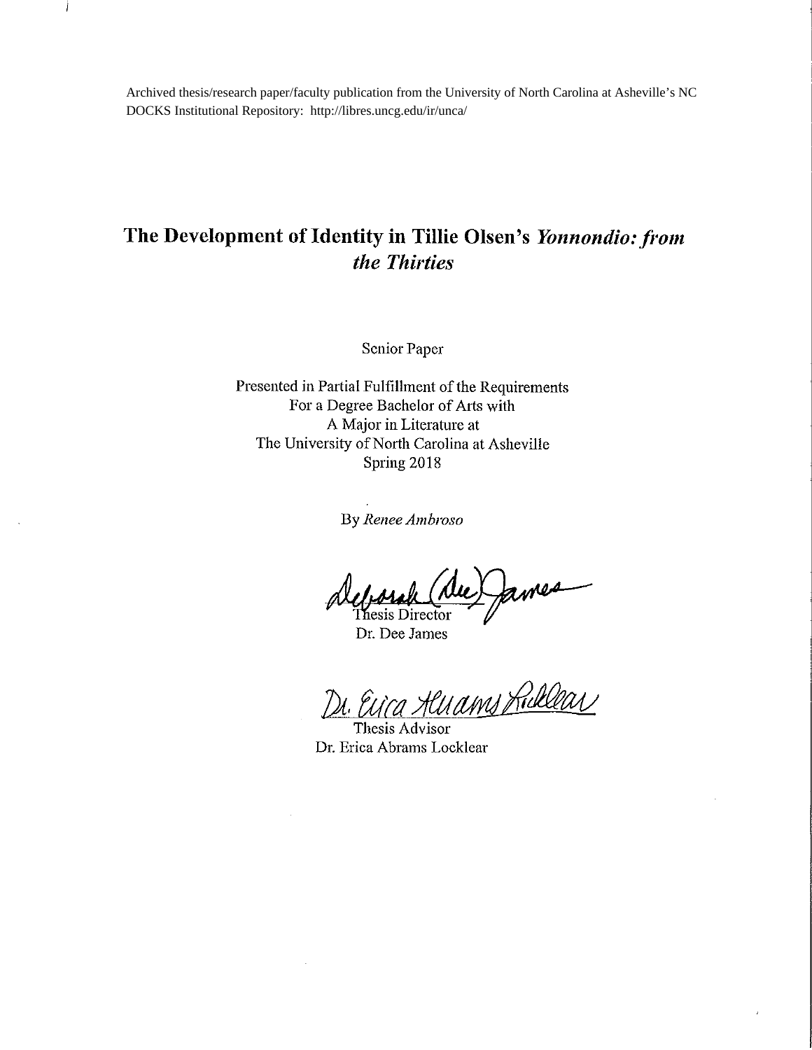Archived thesis/research paper/faculty publication from the University of North Carolina at Asheville's NC DOCKS Institutional Repository: http://libres.uncg.edu/ir/unca/

# The Development of Identity in Tillie Olsen's *Yonnondio: from the Thirties*

Senior Paper

Presented in Partial Fulfillment of the Requirements
For a Degree Bachelor of Arts with
A Major in Literature at
The University of North Carolina at Asheville
Spring 2018

By *Renee Ambroso*

Deborah (Dee) James
Thesis Director
Dr. Dee James

Dr. Erica Abrams Locklear
Thesis Advisor
Dr. Erica Abrams Locklear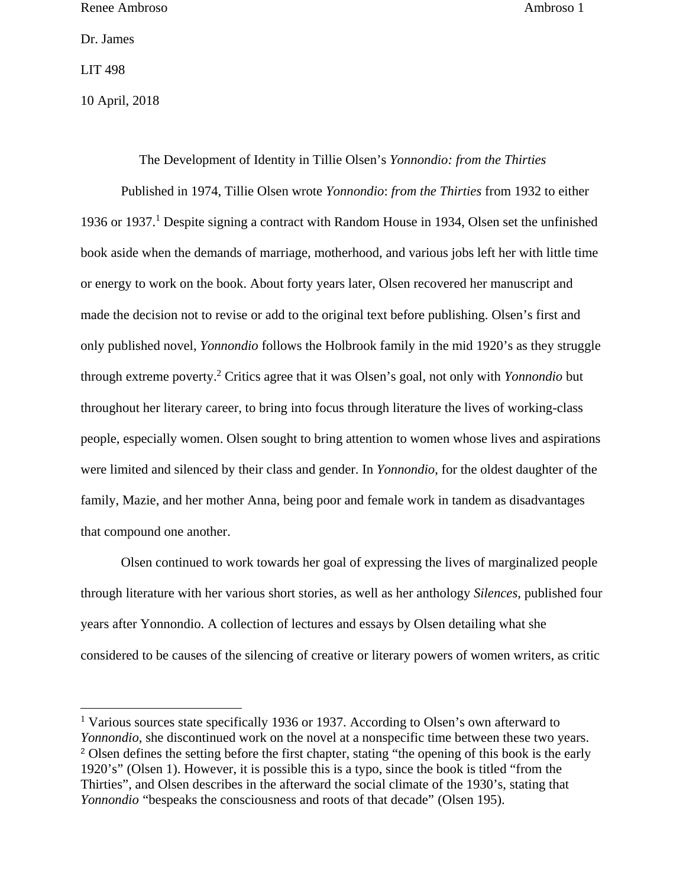Renee Ambroso

Dr. James

LIT 498

10 April, 2018

The Development of Identity in Tillie Olsen's *Yonnondio: from the Thirties*

Published in 1974, Tillie Olsen wrote *Yonnondio*: *from the Thirties* from 1932 to either 1936 or 1937.[1] Despite signing a contract with Random House in 1934, Olsen set the unfinished book aside when the demands of marriage, motherhood, and various jobs left her with little time or energy to work on the book. About forty years later, Olsen recovered her manuscript and made the decision not to revise or add to the original text before publishing. Olsen's first and only published novel, *Yonnondio* follows the Holbrook family in the mid 1920's as they struggle through extreme poverty.[2] Critics agree that it was Olsen's goal, not only with *Yonnondio* but throughout her literary career, to bring into focus through literature the lives of working-class people, especially women. Olsen sought to bring attention to women whose lives and aspirations were limited and silenced by their class and gender. In *Yonnondio*, for the oldest daughter of the family, Mazie, and her mother Anna, being poor and female work in tandem as disadvantages that compound one another.

Olsen continued to work towards her goal of expressing the lives of marginalized people through literature with her various short stories, as well as her anthology *Silences*, published four years after Yonnondio. A collection of lectures and essays by Olsen detailing what she considered to be causes of the silencing of creative or literary powers of women writers, as critic

---

[1] Various sources state specifically 1936 or 1937. According to Olsen's own afterward to *Yonnondio*, she discontinued work on the novel at a nonspecific time between these two years.

[2] Olsen defines the setting before the first chapter, stating "the opening of this book is the early 1920's" (Olsen 1). However, it is possible this is a typo, since the book is titled "from the Thirties", and Olsen describes in the afterward the social climate of the 1930's, stating that *Yonnondio* "bespeaks the consciousness and roots of that decade" (Olsen 195).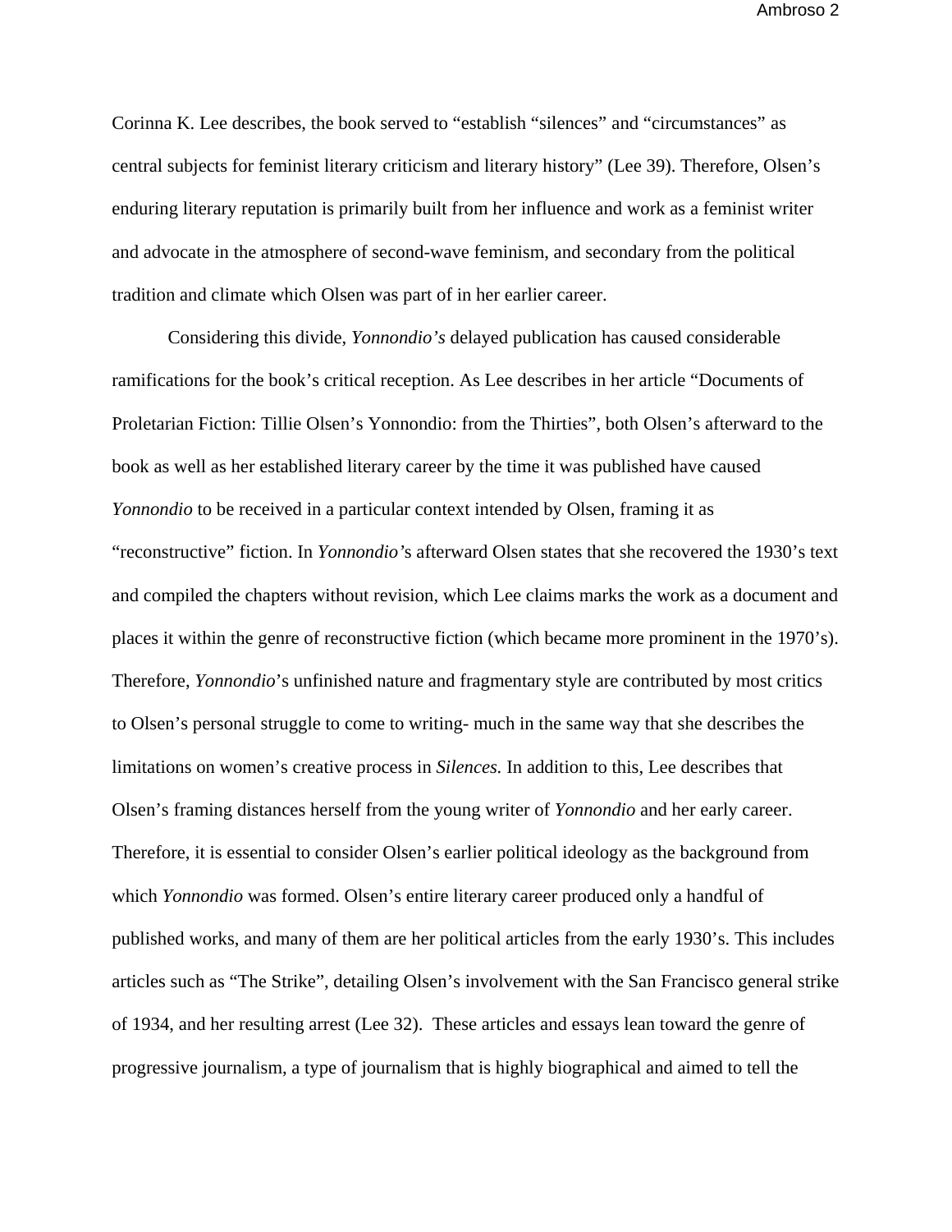Corinna K. Lee describes, the book served to "establish "silences" and "circumstances" as central subjects for feminist literary criticism and literary history" (Lee 39). Therefore, Olsen's enduring literary reputation is primarily built from her influence and work as a feminist writer and advocate in the atmosphere of second-wave feminism, and secondary from the political tradition and climate which Olsen was part of in her earlier career.

Considering this divide, *Yonnondio's* delayed publication has caused considerable ramifications for the book's critical reception. As Lee describes in her article "Documents of Proletarian Fiction: Tillie Olsen's Yonnondio: from the Thirties", both Olsen's afterward to the book as well as her established literary career by the time it was published have caused *Yonnondio* to be received in a particular context intended by Olsen, framing it as "reconstructive" fiction. In *Yonnondio*'s afterward Olsen states that she recovered the 1930's text and compiled the chapters without revision, which Lee claims marks the work as a document and places it within the genre of reconstructive fiction (which became more prominent in the 1970's). Therefore, *Yonnondio*'s unfinished nature and fragmentary style are contributed by most critics to Olsen's personal struggle to come to writing- much in the same way that she describes the limitations on women's creative process in *Silences.* In addition to this, Lee describes that Olsen's framing distances herself from the young writer of *Yonnondio* and her early career. Therefore, it is essential to consider Olsen's earlier political ideology as the background from which *Yonnondio* was formed. Olsen's entire literary career produced only a handful of published works, and many of them are her political articles from the early 1930's. This includes articles such as "The Strike", detailing Olsen's involvement with the San Francisco general strike of 1934, and her resulting arrest (Lee 32). These articles and essays lean toward the genre of progressive journalism, a type of journalism that is highly biographical and aimed to tell the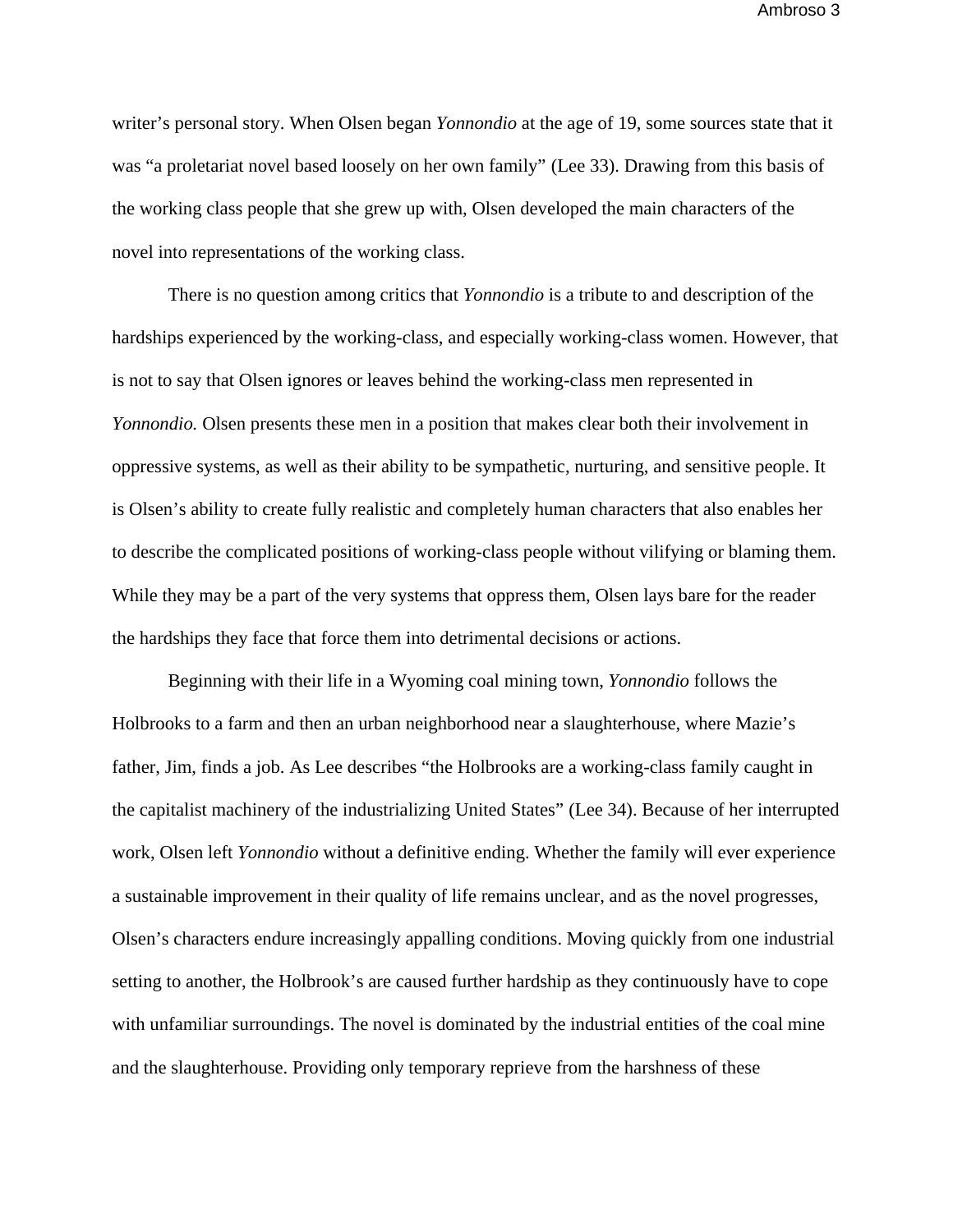writer's personal story. When Olsen began *Yonnondio* at the age of 19, some sources state that it was "a proletariat novel based loosely on her own family" (Lee 33). Drawing from this basis of the working class people that she grew up with, Olsen developed the main characters of the novel into representations of the working class.

There is no question among critics that *Yonnondio* is a tribute to and description of the hardships experienced by the working-class, and especially working-class women. However, that is not to say that Olsen ignores or leaves behind the working-class men represented in *Yonnondio.* Olsen presents these men in a position that makes clear both their involvement in oppressive systems, as well as their ability to be sympathetic, nurturing, and sensitive people. It is Olsen's ability to create fully realistic and completely human characters that also enables her to describe the complicated positions of working-class people without vilifying or blaming them. While they may be a part of the very systems that oppress them, Olsen lays bare for the reader the hardships they face that force them into detrimental decisions or actions.

Beginning with their life in a Wyoming coal mining town, *Yonnondio* follows the Holbrooks to a farm and then an urban neighborhood near a slaughterhouse, where Mazie's father, Jim, finds a job. As Lee describes "the Holbrooks are a working-class family caught in the capitalist machinery of the industrializing United States" (Lee 34). Because of her interrupted work, Olsen left *Yonnondio* without a definitive ending. Whether the family will ever experience a sustainable improvement in their quality of life remains unclear, and as the novel progresses, Olsen's characters endure increasingly appalling conditions. Moving quickly from one industrial setting to another, the Holbrook's are caused further hardship as they continuously have to cope with unfamiliar surroundings. The novel is dominated by the industrial entities of the coal mine and the slaughterhouse. Providing only temporary reprieve from the harshness of these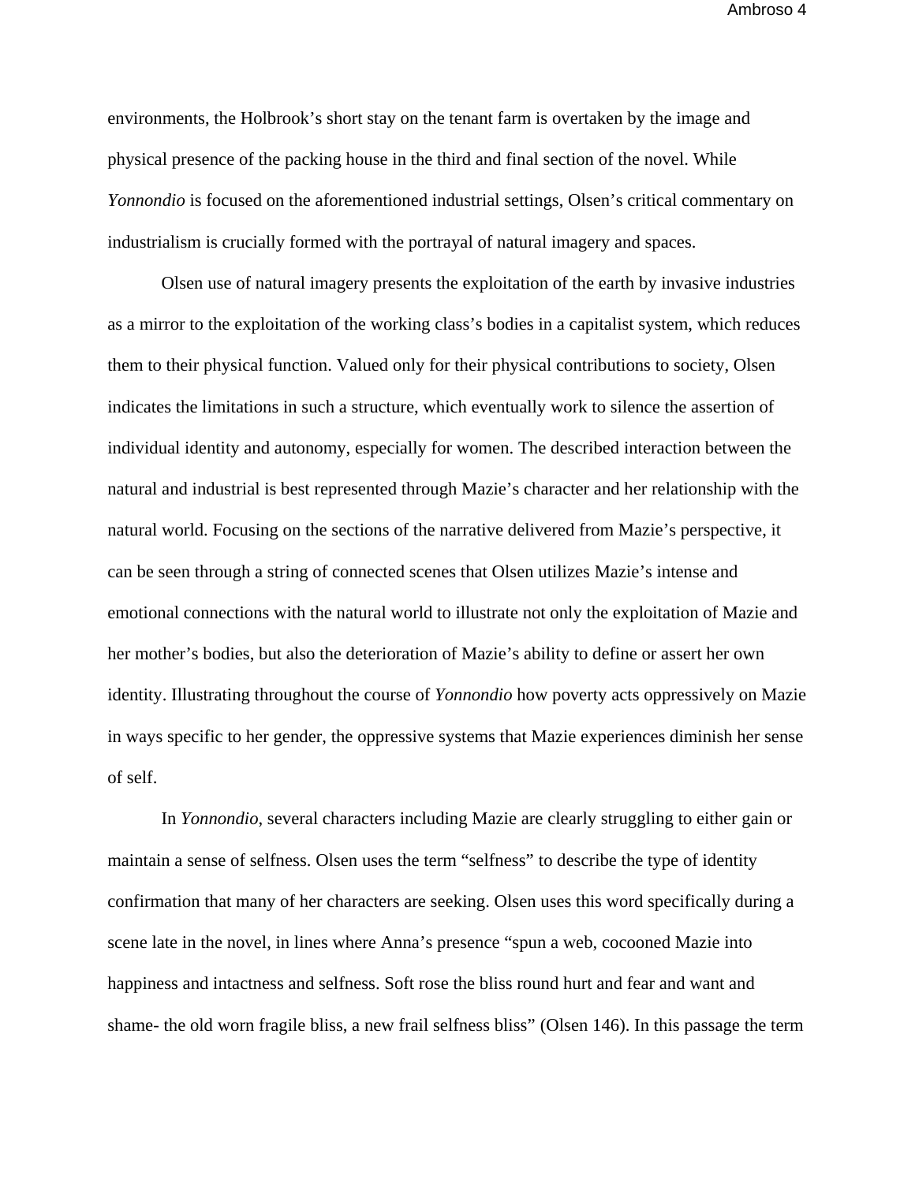environments, the Holbrook's short stay on the tenant farm is overtaken by the image and physical presence of the packing house in the third and final section of the novel. While *Yonnondio* is focused on the aforementioned industrial settings, Olsen's critical commentary on industrialism is crucially formed with the portrayal of natural imagery and spaces.

Olsen use of natural imagery presents the exploitation of the earth by invasive industries as a mirror to the exploitation of the working class's bodies in a capitalist system, which reduces them to their physical function. Valued only for their physical contributions to society, Olsen indicates the limitations in such a structure, which eventually work to silence the assertion of individual identity and autonomy, especially for women. The described interaction between the natural and industrial is best represented through Mazie's character and her relationship with the natural world. Focusing on the sections of the narrative delivered from Mazie's perspective, it can be seen through a string of connected scenes that Olsen utilizes Mazie's intense and emotional connections with the natural world to illustrate not only the exploitation of Mazie and her mother's bodies, but also the deterioration of Mazie's ability to define or assert her own identity. Illustrating throughout the course of *Yonnondio* how poverty acts oppressively on Mazie in ways specific to her gender, the oppressive systems that Mazie experiences diminish her sense of self.

In *Yonnondio*, several characters including Mazie are clearly struggling to either gain or maintain a sense of selfness. Olsen uses the term "selfness" to describe the type of identity confirmation that many of her characters are seeking. Olsen uses this word specifically during a scene late in the novel, in lines where Anna's presence "spun a web, cocooned Mazie into happiness and intactness and selfness. Soft rose the bliss round hurt and fear and want and shame- the old worn fragile bliss, a new frail selfness bliss" (Olsen 146). In this passage the term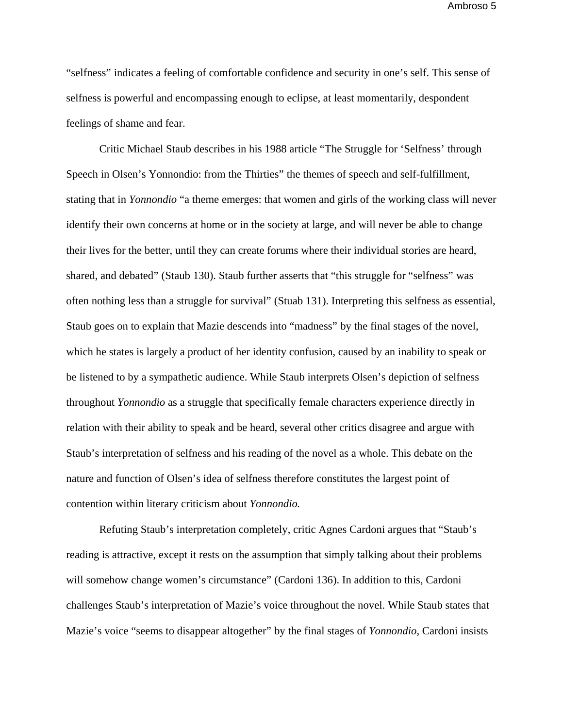"selfness" indicates a feeling of comfortable confidence and security in one's self. This sense of selfness is powerful and encompassing enough to eclipse, at least momentarily, despondent feelings of shame and fear.

Critic Michael Staub describes in his 1988 article "The Struggle for 'Selfness' through Speech in Olsen's Yonnondio: from the Thirties" the themes of speech and self-fulfillment, stating that in *Yonnondio* "a theme emerges: that women and girls of the working class will never identify their own concerns at home or in the society at large, and will never be able to change their lives for the better, until they can create forums where their individual stories are heard, shared, and debated" (Staub 130). Staub further asserts that "this struggle for "selfness" was often nothing less than a struggle for survival" (Stuab 131). Interpreting this selfness as essential, Staub goes on to explain that Mazie descends into "madness" by the final stages of the novel, which he states is largely a product of her identity confusion, caused by an inability to speak or be listened to by a sympathetic audience. While Staub interprets Olsen's depiction of selfness throughout *Yonnondio* as a struggle that specifically female characters experience directly in relation with their ability to speak and be heard, several other critics disagree and argue with Staub's interpretation of selfness and his reading of the novel as a whole. This debate on the nature and function of Olsen's idea of selfness therefore constitutes the largest point of contention within literary criticism about *Yonnondio.*

Refuting Staub's interpretation completely, critic Agnes Cardoni argues that "Staub's reading is attractive, except it rests on the assumption that simply talking about their problems will somehow change women's circumstance" (Cardoni 136). In addition to this, Cardoni challenges Staub's interpretation of Mazie's voice throughout the novel. While Staub states that Mazie's voice "seems to disappear altogether" by the final stages of *Yonnondio,* Cardoni insists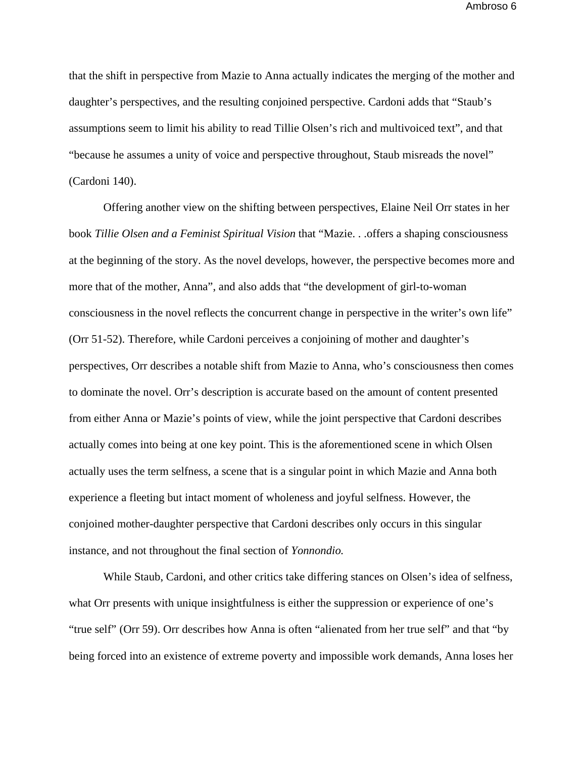that the shift in perspective from Mazie to Anna actually indicates the merging of the mother and daughter's perspectives, and the resulting conjoined perspective. Cardoni adds that "Staub's assumptions seem to limit his ability to read Tillie Olsen's rich and multivoiced text", and that "because he assumes a unity of voice and perspective throughout, Staub misreads the novel" (Cardoni 140).

Offering another view on the shifting between perspectives, Elaine Neil Orr states in her book *Tillie Olsen and a Feminist Spiritual Vision* that "Mazie. . .offers a shaping consciousness at the beginning of the story. As the novel develops, however, the perspective becomes more and more that of the mother, Anna", and also adds that "the development of girl-to-woman consciousness in the novel reflects the concurrent change in perspective in the writer's own life" (Orr 51-52). Therefore, while Cardoni perceives a conjoining of mother and daughter's perspectives, Orr describes a notable shift from Mazie to Anna, who's consciousness then comes to dominate the novel. Orr's description is accurate based on the amount of content presented from either Anna or Mazie's points of view, while the joint perspective that Cardoni describes actually comes into being at one key point. This is the aforementioned scene in which Olsen actually uses the term selfness, a scene that is a singular point in which Mazie and Anna both experience a fleeting but intact moment of wholeness and joyful selfness. However, the conjoined mother-daughter perspective that Cardoni describes only occurs in this singular instance, and not throughout the final section of *Yonnondio.*

While Staub, Cardoni, and other critics take differing stances on Olsen's idea of selfness, what Orr presents with unique insightfulness is either the suppression or experience of one's "true self" (Orr 59). Orr describes how Anna is often "alienated from her true self" and that "by being forced into an existence of extreme poverty and impossible work demands, Anna loses her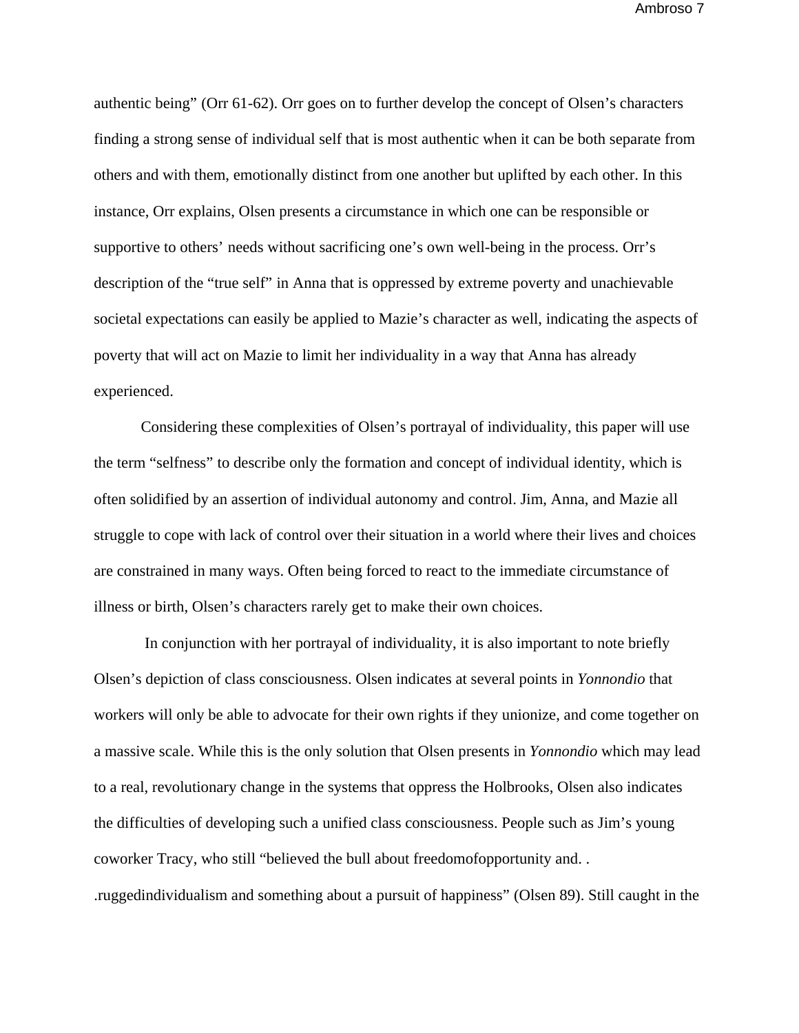authentic being" (Orr 61-62). Orr goes on to further develop the concept of Olsen's characters finding a strong sense of individual self that is most authentic when it can be both separate from others and with them, emotionally distinct from one another but uplifted by each other. In this instance, Orr explains, Olsen presents a circumstance in which one can be responsible or supportive to others' needs without sacrificing one's own well-being in the process. Orr's description of the "true self" in Anna that is oppressed by extreme poverty and unachievable societal expectations can easily be applied to Mazie's character as well, indicating the aspects of poverty that will act on Mazie to limit her individuality in a way that Anna has already experienced.

Considering these complexities of Olsen's portrayal of individuality, this paper will use the term "selfness" to describe only the formation and concept of individual identity, which is often solidified by an assertion of individual autonomy and control. Jim, Anna, and Mazie all struggle to cope with lack of control over their situation in a world where their lives and choices are constrained in many ways. Often being forced to react to the immediate circumstance of illness or birth, Olsen's characters rarely get to make their own choices.

In conjunction with her portrayal of individuality, it is also important to note briefly Olsen's depiction of class consciousness. Olsen indicates at several points in *Yonnondio* that workers will only be able to advocate for their own rights if they unionize, and come together on a massive scale. While this is the only solution that Olsen presents in *Yonnondio* which may lead to a real, revolutionary change in the systems that oppress the Holbrooks, Olsen also indicates the difficulties of developing such a unified class consciousness. People such as Jim's young coworker Tracy, who still "believed the bull about freedomofopportunity and. . .ruggedindividualism and something about a pursuit of happiness" (Olsen 89). Still caught in the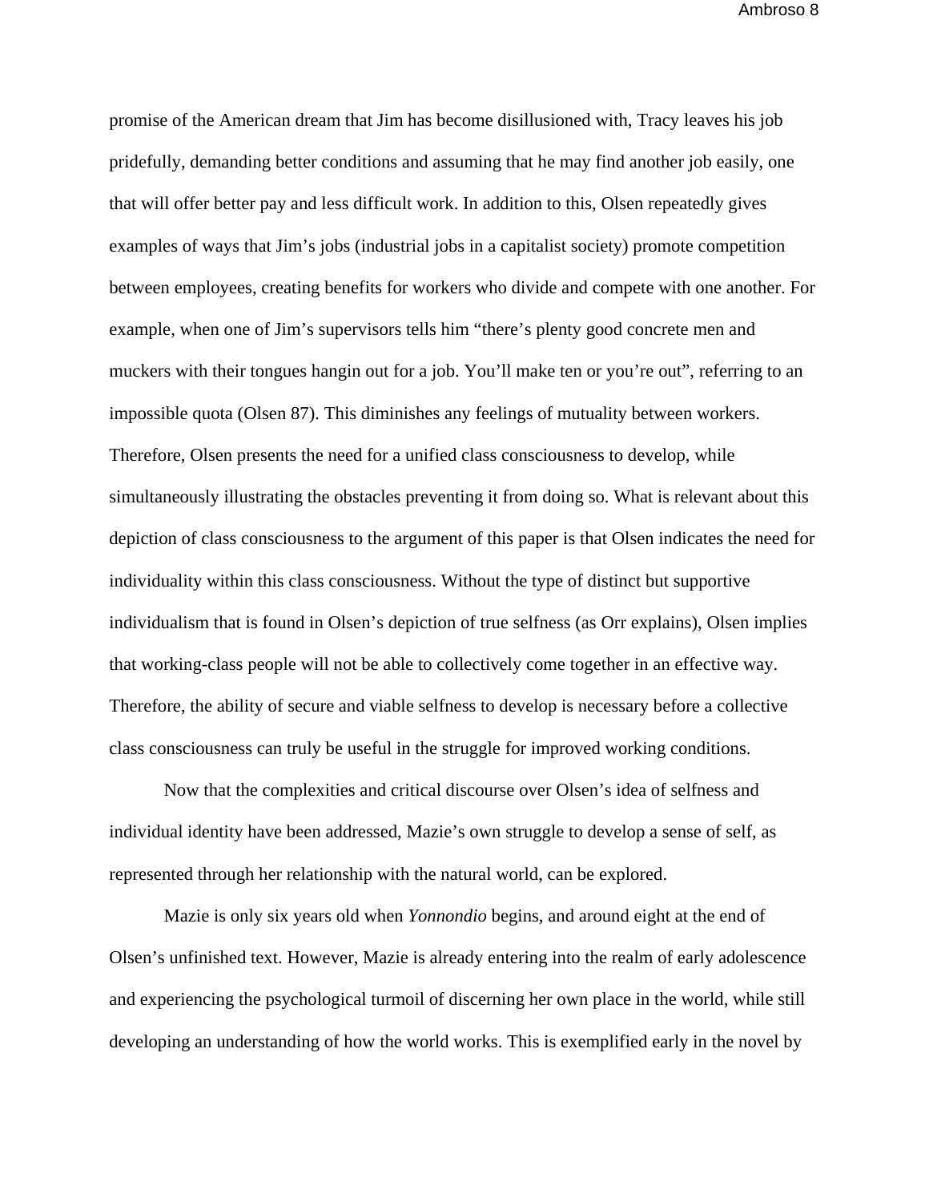promise of the American dream that Jim has become disillusioned with, Tracy leaves his job pridefully, demanding better conditions and assuming that he may find another job easily, one that will offer better pay and less difficult work. In addition to this, Olsen repeatedly gives examples of ways that Jim's jobs (industrial jobs in a capitalist society) promote competition between employees, creating benefits for workers who divide and compete with one another. For example, when one of Jim's supervisors tells him "there's plenty good concrete men and muckers with their tongues hangin out for a job. You'll make ten or you're out", referring to an impossible quota (Olsen 87). This diminishes any feelings of mutuality between workers. Therefore, Olsen presents the need for a unified class consciousness to develop, while simultaneously illustrating the obstacles preventing it from doing so. What is relevant about this depiction of class consciousness to the argument of this paper is that Olsen indicates the need for individuality within this class consciousness. Without the type of distinct but supportive individualism that is found in Olsen's depiction of true selfness (as Orr explains), Olsen implies that working-class people will not be able to collectively come together in an effective way. Therefore, the ability of secure and viable selfness to develop is necessary before a collective class consciousness can truly be useful in the struggle for improved working conditions.

Now that the complexities and critical discourse over Olsen's idea of selfness and individual identity have been addressed, Mazie's own struggle to develop a sense of self, as represented through her relationship with the natural world, can be explored.

Mazie is only six years old when *Yonnondio* begins, and around eight at the end of Olsen's unfinished text. However, Mazie is already entering into the realm of early adolescence and experiencing the psychological turmoil of discerning her own place in the world, while still developing an understanding of how the world works. This is exemplified early in the novel by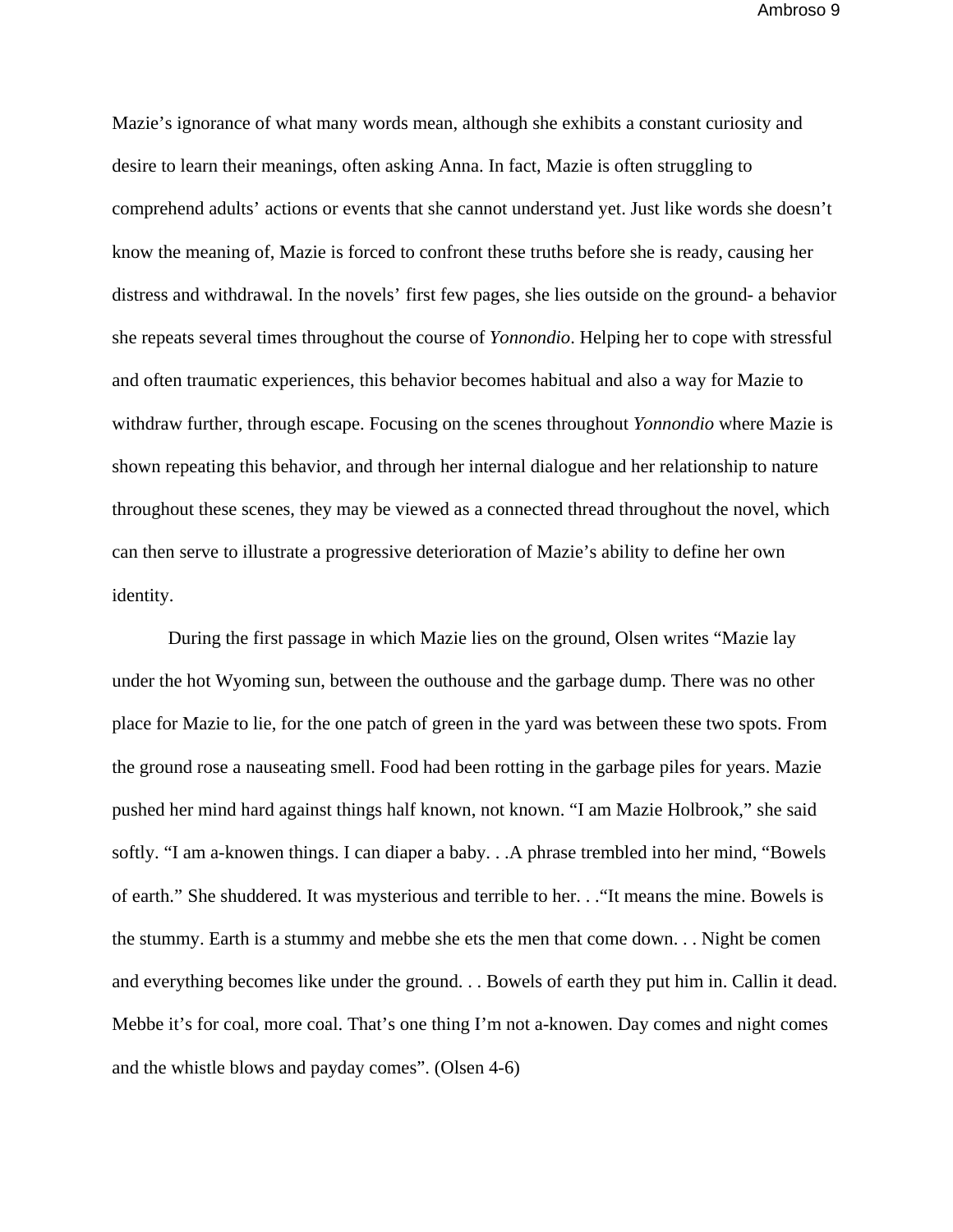Mazie's ignorance of what many words mean, although she exhibits a constant curiosity and desire to learn their meanings, often asking Anna. In fact, Mazie is often struggling to comprehend adults' actions or events that she cannot understand yet. Just like words she doesn't know the meaning of, Mazie is forced to confront these truths before she is ready, causing her distress and withdrawal. In the novels' first few pages, she lies outside on the ground- a behavior she repeats several times throughout the course of *Yonnondio*. Helping her to cope with stressful and often traumatic experiences, this behavior becomes habitual and also a way for Mazie to withdraw further, through escape. Focusing on the scenes throughout *Yonnondio* where Mazie is shown repeating this behavior, and through her internal dialogue and her relationship to nature throughout these scenes, they may be viewed as a connected thread throughout the novel, which can then serve to illustrate a progressive deterioration of Mazie's ability to define her own identity.

During the first passage in which Mazie lies on the ground, Olsen writes "Mazie lay under the hot Wyoming sun, between the outhouse and the garbage dump. There was no other place for Mazie to lie, for the one patch of green in the yard was between these two spots. From the ground rose a nauseating smell. Food had been rotting in the garbage piles for years. Mazie pushed her mind hard against things half known, not known. "I am Mazie Holbrook," she said softly. "I am a-knowen things. I can diaper a baby. . .A phrase trembled into her mind, "Bowels of earth." She shuddered. It was mysterious and terrible to her. . ."It means the mine. Bowels is the stummy. Earth is a stummy and mebbe she ets the men that come down. . . Night be comen and everything becomes like under the ground. . . Bowels of earth they put him in. Callin it dead. Mebbe it's for coal, more coal. That's one thing I'm not a-knowen. Day comes and night comes and the whistle blows and payday comes". (Olsen 4-6)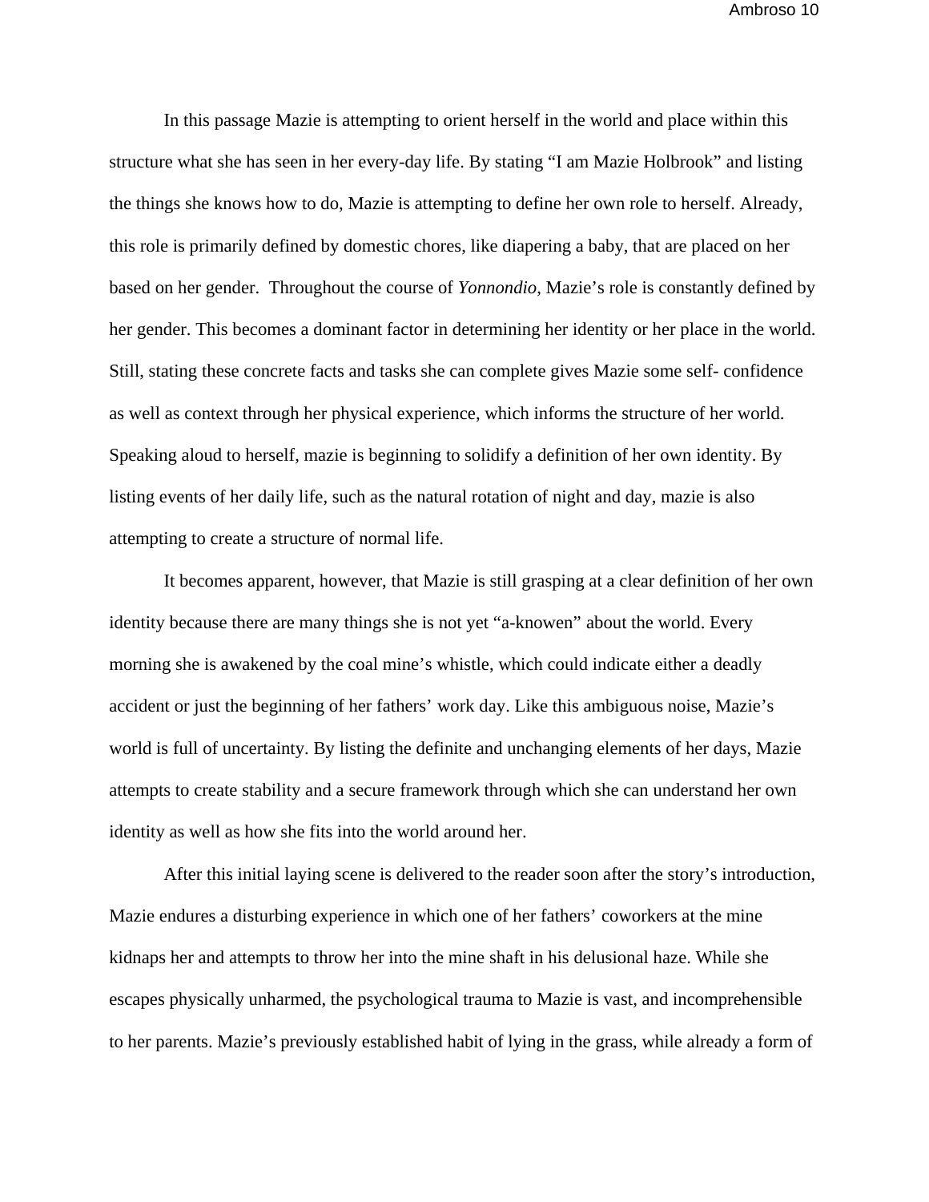In this passage Mazie is attempting to orient herself in the world and place within this structure what she has seen in her every-day life. By stating "I am Mazie Holbrook" and listing the things she knows how to do, Mazie is attempting to define her own role to herself. Already, this role is primarily defined by domestic chores, like diapering a baby, that are placed on her based on her gender.  Throughout the course of *Yonnondio*, Mazie's role is constantly defined by her gender. This becomes a dominant factor in determining her identity or her place in the world. Still, stating these concrete facts and tasks she can complete gives Mazie some self- confidence as well as context through her physical experience, which informs the structure of her world. Speaking aloud to herself, mazie is beginning to solidify a definition of her own identity. By listing events of her daily life, such as the natural rotation of night and day, mazie is also attempting to create a structure of normal life.

It becomes apparent, however, that Mazie is still grasping at a clear definition of her own identity because there are many things she is not yet "a-knowen" about the world. Every morning she is awakened by the coal mine's whistle, which could indicate either a deadly accident or just the beginning of her fathers' work day. Like this ambiguous noise, Mazie's world is full of uncertainty. By listing the definite and unchanging elements of her days, Mazie attempts to create stability and a secure framework through which she can understand her own identity as well as how she fits into the world around her.

After this initial laying scene is delivered to the reader soon after the story's introduction, Mazie endures a disturbing experience in which one of her fathers' coworkers at the mine kidnaps her and attempts to throw her into the mine shaft in his delusional haze. While she escapes physically unharmed, the psychological trauma to Mazie is vast, and incomprehensible to her parents. Mazie's previously established habit of lying in the grass, while already a form of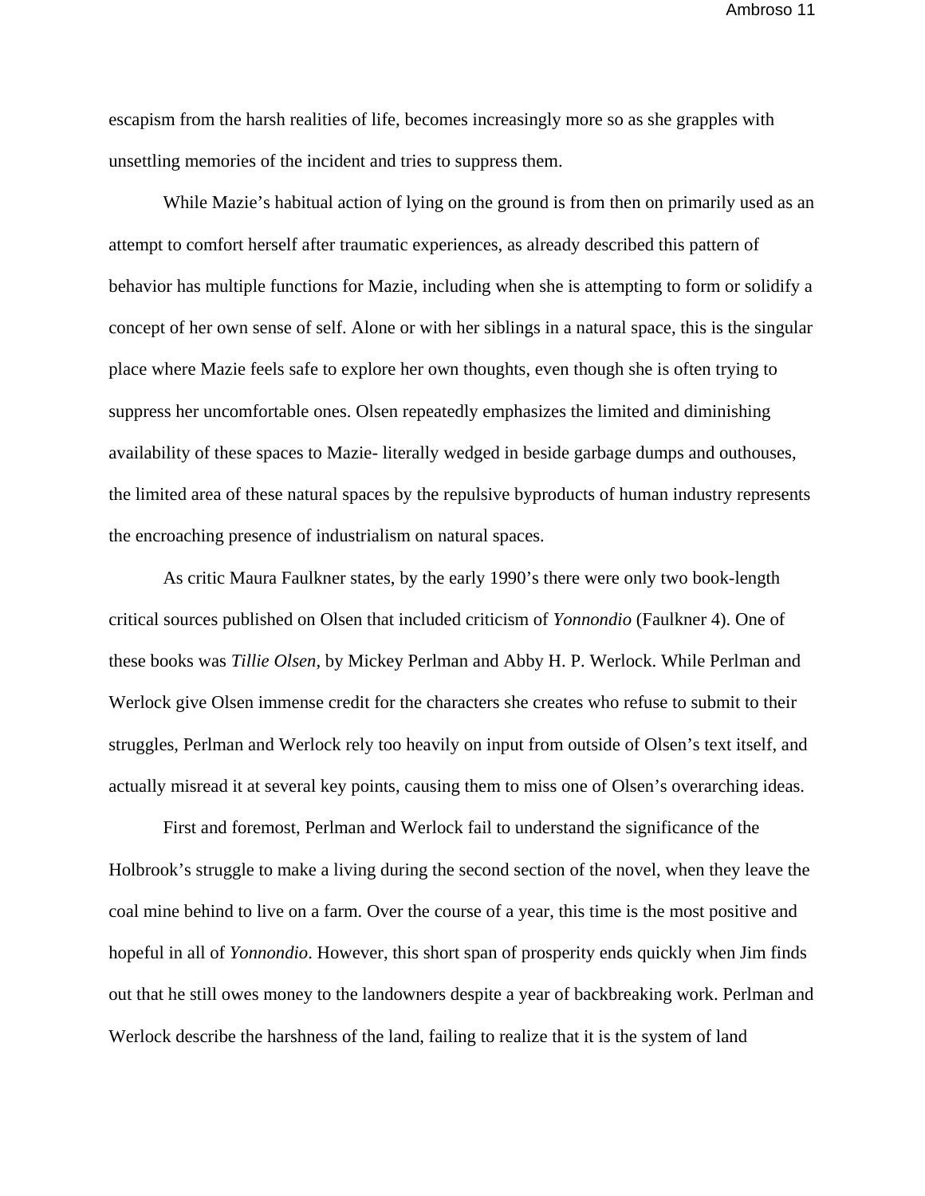escapism from the harsh realities of life, becomes increasingly more so as she grapples with unsettling memories of the incident and tries to suppress them.

While Mazie's habitual action of lying on the ground is from then on primarily used as an attempt to comfort herself after traumatic experiences, as already described this pattern of behavior has multiple functions for Mazie, including when she is attempting to form or solidify a concept of her own sense of self. Alone or with her siblings in a natural space, this is the singular place where Mazie feels safe to explore her own thoughts, even though she is often trying to suppress her uncomfortable ones. Olsen repeatedly emphasizes the limited and diminishing availability of these spaces to Mazie- literally wedged in beside garbage dumps and outhouses, the limited area of these natural spaces by the repulsive byproducts of human industry represents the encroaching presence of industrialism on natural spaces.

As critic Maura Faulkner states, by the early 1990's there were only two book-length critical sources published on Olsen that included criticism of *Yonnondio* (Faulkner 4). One of these books was *Tillie Olsen,* by Mickey Perlman and Abby H. P. Werlock. While Perlman and Werlock give Olsen immense credit for the characters she creates who refuse to submit to their struggles, Perlman and Werlock rely too heavily on input from outside of Olsen's text itself, and actually misread it at several key points, causing them to miss one of Olsen's overarching ideas.

First and foremost, Perlman and Werlock fail to understand the significance of the Holbrook's struggle to make a living during the second section of the novel, when they leave the coal mine behind to live on a farm. Over the course of a year, this time is the most positive and hopeful in all of *Yonnondio*. However, this short span of prosperity ends quickly when Jim finds out that he still owes money to the landowners despite a year of backbreaking work. Perlman and Werlock describe the harshness of the land, failing to realize that it is the system of land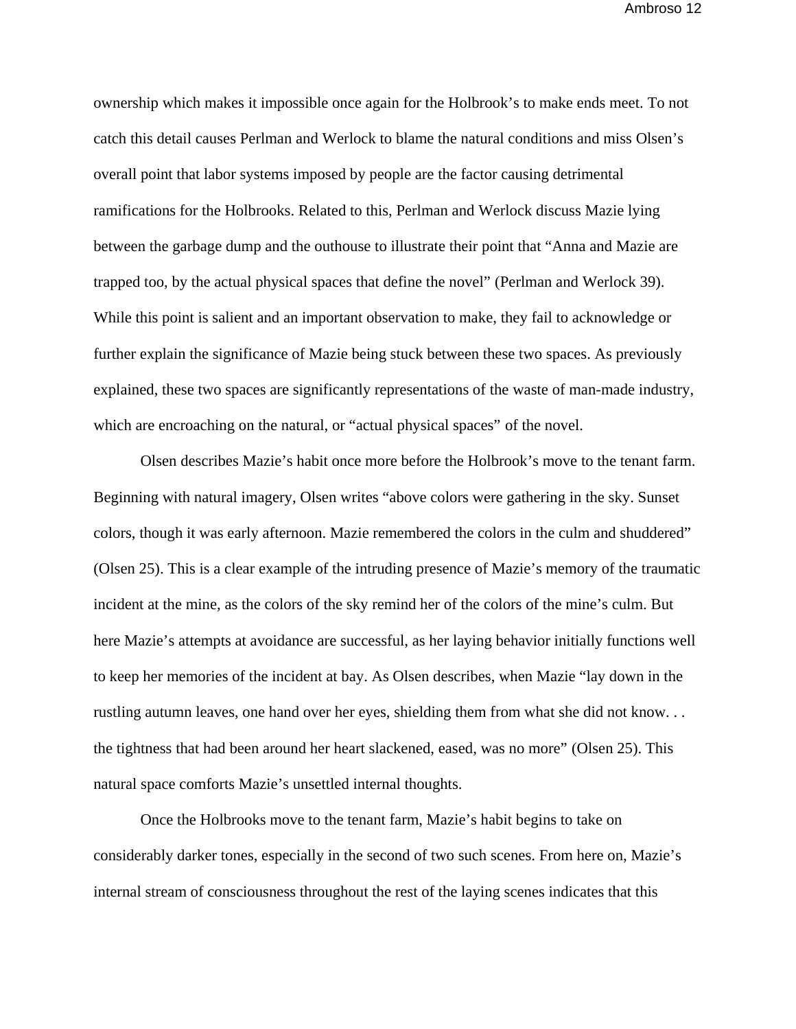ownership which makes it impossible once again for the Holbrook's to make ends meet. To not catch this detail causes Perlman and Werlock to blame the natural conditions and miss Olsen's overall point that labor systems imposed by people are the factor causing detrimental ramifications for the Holbrooks. Related to this, Perlman and Werlock discuss Mazie lying between the garbage dump and the outhouse to illustrate their point that "Anna and Mazie are trapped too, by the actual physical spaces that define the novel" (Perlman and Werlock 39). While this point is salient and an important observation to make, they fail to acknowledge or further explain the significance of Mazie being stuck between these two spaces. As previously explained, these two spaces are significantly representations of the waste of man-made industry, which are encroaching on the natural, or "actual physical spaces" of the novel.

Olsen describes Mazie's habit once more before the Holbrook's move to the tenant farm. Beginning with natural imagery, Olsen writes "above colors were gathering in the sky. Sunset colors, though it was early afternoon. Mazie remembered the colors in the culm and shuddered" (Olsen 25). This is a clear example of the intruding presence of Mazie's memory of the traumatic incident at the mine, as the colors of the sky remind her of the colors of the mine's culm. But here Mazie's attempts at avoidance are successful, as her laying behavior initially functions well to keep her memories of the incident at bay. As Olsen describes, when Mazie "lay down in the rustling autumn leaves, one hand over her eyes, shielding them from what she did not know. . . the tightness that had been around her heart slackened, eased, was no more" (Olsen 25). This natural space comforts Mazie's unsettled internal thoughts.

Once the Holbrooks move to the tenant farm, Mazie's habit begins to take on considerably darker tones, especially in the second of two such scenes. From here on, Mazie's internal stream of consciousness throughout the rest of the laying scenes indicates that this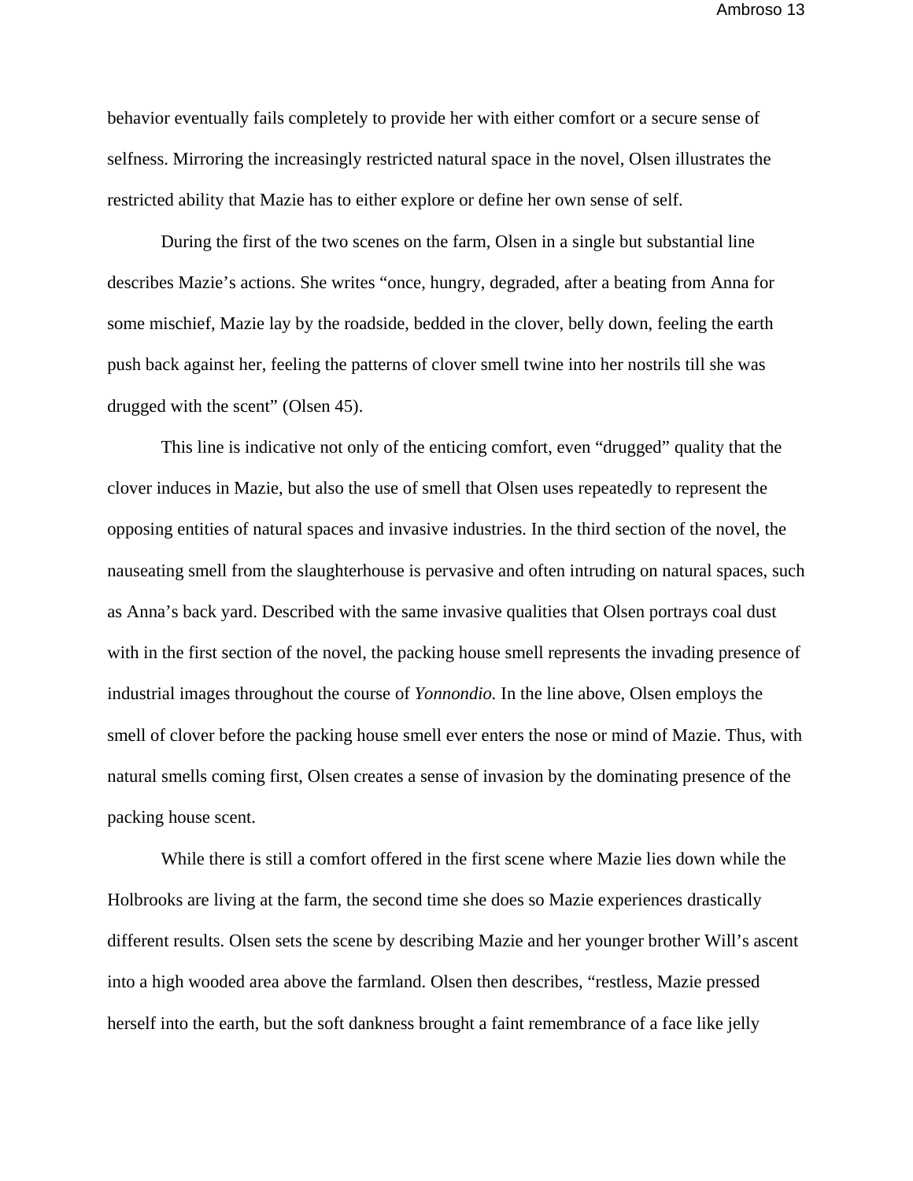behavior eventually fails completely to provide her with either comfort or a secure sense of selfness. Mirroring the increasingly restricted natural space in the novel, Olsen illustrates the restricted ability that Mazie has to either explore or define her own sense of self.

During the first of the two scenes on the farm, Olsen in a single but substantial line describes Mazie's actions. She writes "once, hungry, degraded, after a beating from Anna for some mischief, Mazie lay by the roadside, bedded in the clover, belly down, feeling the earth push back against her, feeling the patterns of clover smell twine into her nostrils till she was drugged with the scent" (Olsen 45).

This line is indicative not only of the enticing comfort, even "drugged" quality that the clover induces in Mazie, but also the use of smell that Olsen uses repeatedly to represent the opposing entities of natural spaces and invasive industries. In the third section of the novel, the nauseating smell from the slaughterhouse is pervasive and often intruding on natural spaces, such as Anna's back yard. Described with the same invasive qualities that Olsen portrays coal dust with in the first section of the novel, the packing house smell represents the invading presence of industrial images throughout the course of *Yonnondio.* In the line above, Olsen employs the smell of clover before the packing house smell ever enters the nose or mind of Mazie. Thus, with natural smells coming first, Olsen creates a sense of invasion by the dominating presence of the packing house scent.

While there is still a comfort offered in the first scene where Mazie lies down while the Holbrooks are living at the farm, the second time she does so Mazie experiences drastically different results. Olsen sets the scene by describing Mazie and her younger brother Will's ascent into a high wooded area above the farmland. Olsen then describes, "restless, Mazie pressed herself into the earth, but the soft dankness brought a faint remembrance of a face like jelly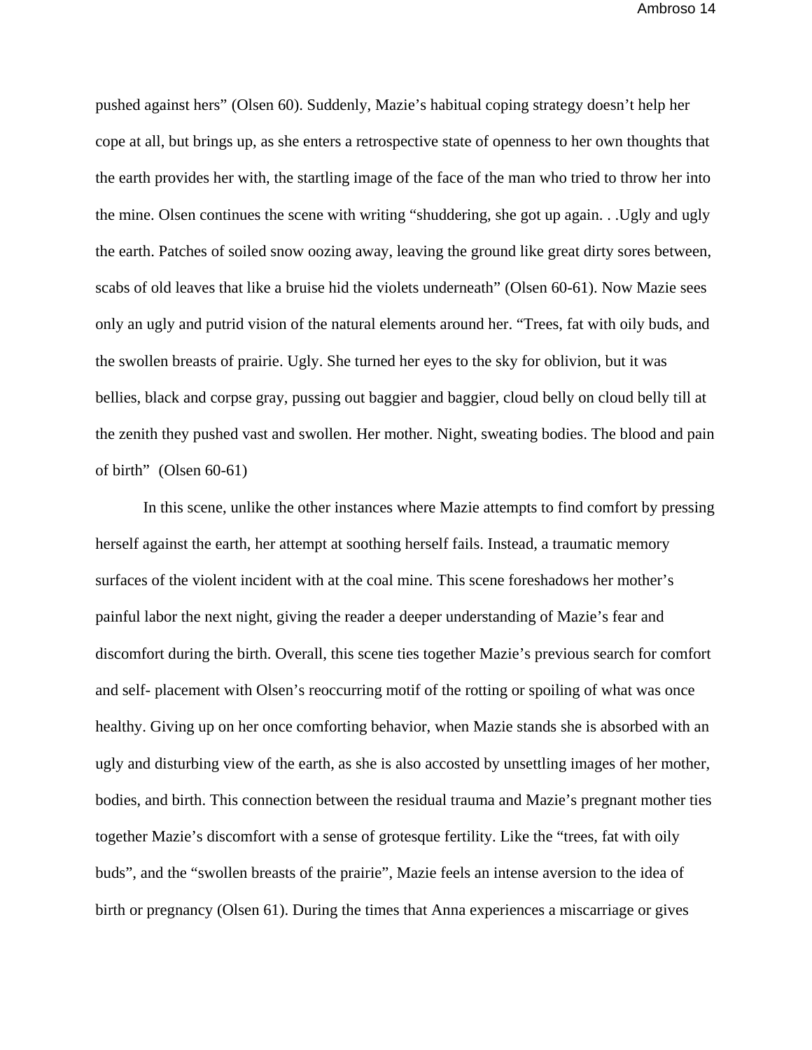pushed against hers" (Olsen 60). Suddenly, Mazie's habitual coping strategy doesn't help her cope at all, but brings up, as she enters a retrospective state of openness to her own thoughts that the earth provides her with, the startling image of the face of the man who tried to throw her into the mine. Olsen continues the scene with writing "shuddering, she got up again. . .Ugly and ugly the earth. Patches of soiled snow oozing away, leaving the ground like great dirty sores between, scabs of old leaves that like a bruise hid the violets underneath" (Olsen 60-61). Now Mazie sees only an ugly and putrid vision of the natural elements around her. "Trees, fat with oily buds, and the swollen breasts of prairie. Ugly. She turned her eyes to the sky for oblivion, but it was bellies, black and corpse gray, pussing out baggier and baggier, cloud belly on cloud belly till at the zenith they pushed vast and swollen. Her mother. Night, sweating bodies. The blood and pain of birth" (Olsen 60-61)

In this scene, unlike the other instances where Mazie attempts to find comfort by pressing herself against the earth, her attempt at soothing herself fails. Instead, a traumatic memory surfaces of the violent incident with at the coal mine. This scene foreshadows her mother's painful labor the next night, giving the reader a deeper understanding of Mazie's fear and discomfort during the birth. Overall, this scene ties together Mazie's previous search for comfort and self- placement with Olsen's reoccurring motif of the rotting or spoiling of what was once healthy. Giving up on her once comforting behavior, when Mazie stands she is absorbed with an ugly and disturbing view of the earth, as she is also accosted by unsettling images of her mother, bodies, and birth. This connection between the residual trauma and Mazie's pregnant mother ties together Mazie's discomfort with a sense of grotesque fertility. Like the "trees, fat with oily buds", and the "swollen breasts of the prairie", Mazie feels an intense aversion to the idea of birth or pregnancy (Olsen 61). During the times that Anna experiences a miscarriage or gives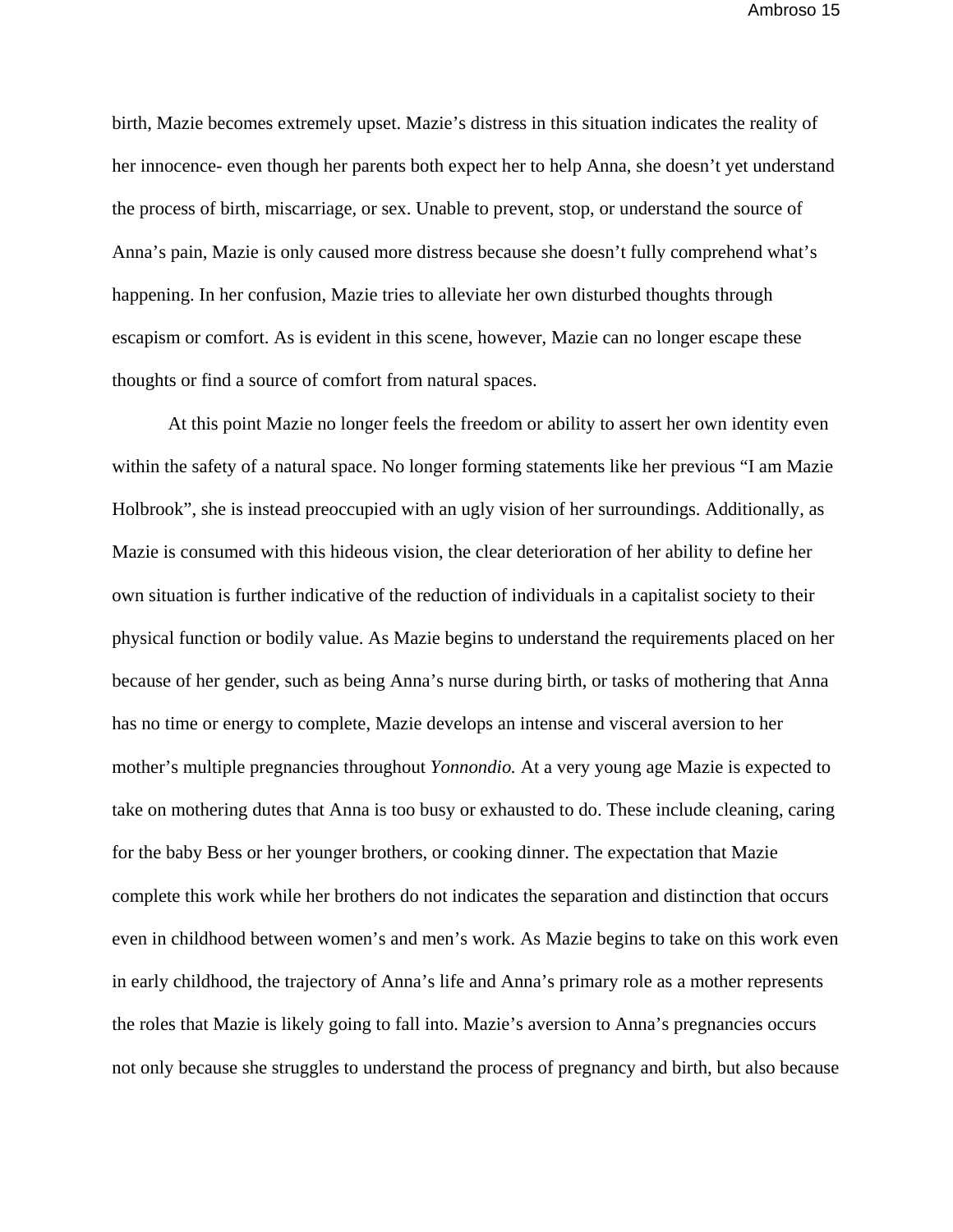birth, Mazie becomes extremely upset. Mazie's distress in this situation indicates the reality of her innocence- even though her parents both expect her to help Anna, she doesn't yet understand the process of birth, miscarriage, or sex. Unable to prevent, stop, or understand the source of Anna's pain, Mazie is only caused more distress because she doesn't fully comprehend what's happening. In her confusion, Mazie tries to alleviate her own disturbed thoughts through escapism or comfort. As is evident in this scene, however, Mazie can no longer escape these thoughts or find a source of comfort from natural spaces.

At this point Mazie no longer feels the freedom or ability to assert her own identity even within the safety of a natural space. No longer forming statements like her previous "I am Mazie Holbrook", she is instead preoccupied with an ugly vision of her surroundings. Additionally, as Mazie is consumed with this hideous vision, the clear deterioration of her ability to define her own situation is further indicative of the reduction of individuals in a capitalist society to their physical function or bodily value. As Mazie begins to understand the requirements placed on her because of her gender, such as being Anna's nurse during birth, or tasks of mothering that Anna has no time or energy to complete, Mazie develops an intense and visceral aversion to her mother's multiple pregnancies throughout *Yonnondio.* At a very young age Mazie is expected to take on mothering dutes that Anna is too busy or exhausted to do. These include cleaning, caring for the baby Bess or her younger brothers, or cooking dinner. The expectation that Mazie complete this work while her brothers do not indicates the separation and distinction that occurs even in childhood between women's and men's work. As Mazie begins to take on this work even in early childhood, the trajectory of Anna's life and Anna's primary role as a mother represents the roles that Mazie is likely going to fall into. Mazie's aversion to Anna's pregnancies occurs not only because she struggles to understand the process of pregnancy and birth, but also because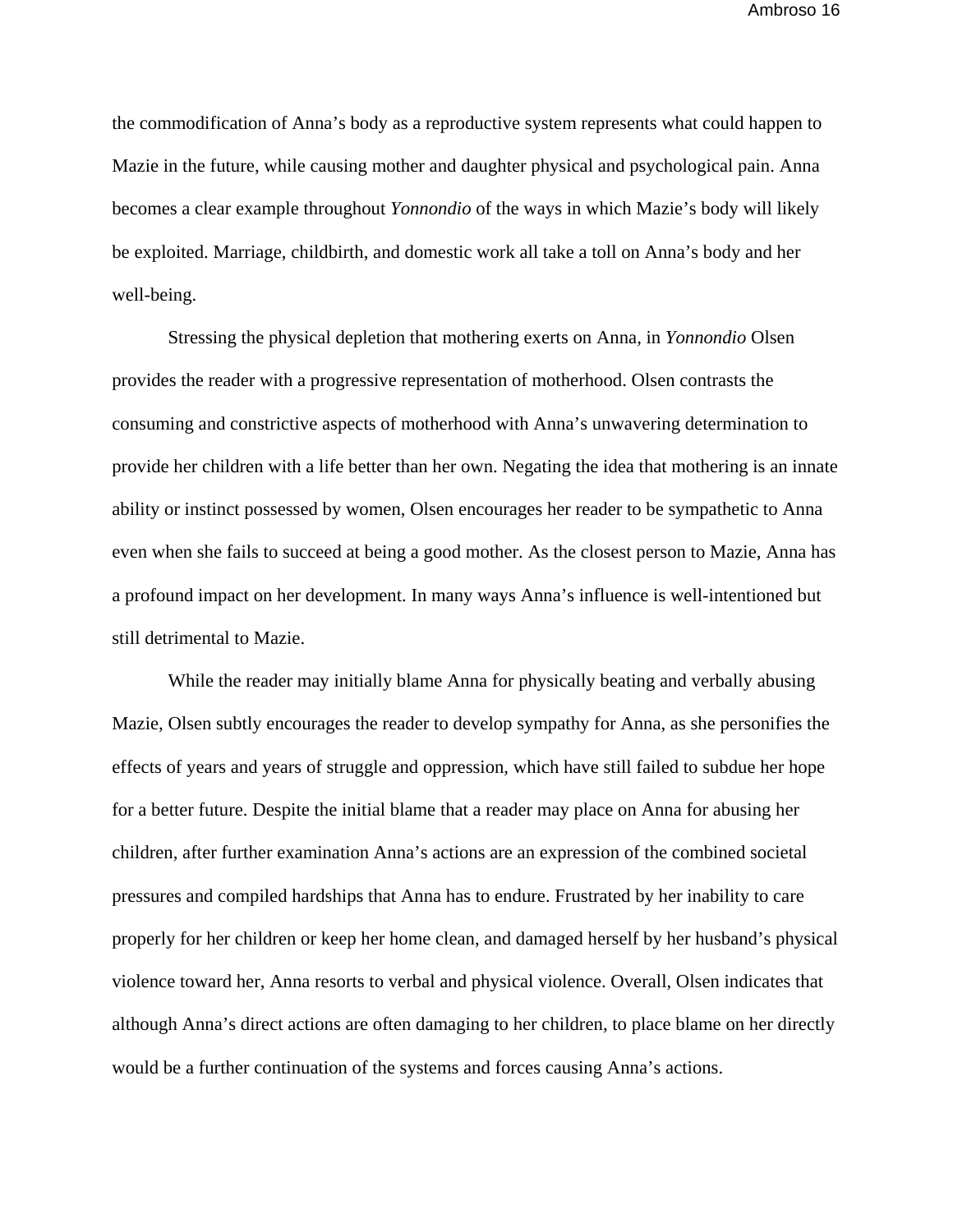the commodification of Anna's body as a reproductive system represents what could happen to Mazie in the future, while causing mother and daughter physical and psychological pain. Anna becomes a clear example throughout *Yonnondio* of the ways in which Mazie's body will likely be exploited. Marriage, childbirth, and domestic work all take a toll on Anna's body and her well-being.

Stressing the physical depletion that mothering exerts on Anna, in *Yonnondio* Olsen provides the reader with a progressive representation of motherhood. Olsen contrasts the consuming and constrictive aspects of motherhood with Anna's unwavering determination to provide her children with a life better than her own. Negating the idea that mothering is an innate ability or instinct possessed by women, Olsen encourages her reader to be sympathetic to Anna even when she fails to succeed at being a good mother. As the closest person to Mazie, Anna has a profound impact on her development. In many ways Anna's influence is well-intentioned but still detrimental to Mazie.

While the reader may initially blame Anna for physically beating and verbally abusing Mazie, Olsen subtly encourages the reader to develop sympathy for Anna, as she personifies the effects of years and years of struggle and oppression, which have still failed to subdue her hope for a better future. Despite the initial blame that a reader may place on Anna for abusing her children, after further examination Anna's actions are an expression of the combined societal pressures and compiled hardships that Anna has to endure. Frustrated by her inability to care properly for her children or keep her home clean, and damaged herself by her husband's physical violence toward her, Anna resorts to verbal and physical violence. Overall, Olsen indicates that although Anna's direct actions are often damaging to her children, to place blame on her directly would be a further continuation of the systems and forces causing Anna's actions.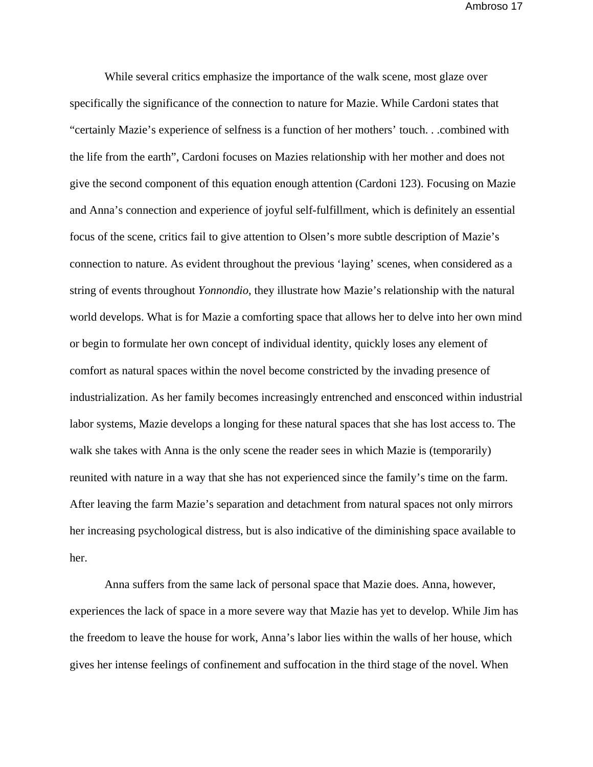While several critics emphasize the importance of the walk scene, most glaze over specifically the significance of the connection to nature for Mazie. While Cardoni states that "certainly Mazie's experience of selfness is a function of her mothers' touch. . .combined with the life from the earth", Cardoni focuses on Mazies relationship with her mother and does not give the second component of this equation enough attention (Cardoni 123). Focusing on Mazie and Anna's connection and experience of joyful self-fulfillment, which is definitely an essential focus of the scene, critics fail to give attention to Olsen's more subtle description of Mazie's connection to nature. As evident throughout the previous 'laying' scenes, when considered as a string of events throughout *Yonnondio*, they illustrate how Mazie's relationship with the natural world develops. What is for Mazie a comforting space that allows her to delve into her own mind or begin to formulate her own concept of individual identity, quickly loses any element of comfort as natural spaces within the novel become constricted by the invading presence of industrialization. As her family becomes increasingly entrenched and ensconced within industrial labor systems, Mazie develops a longing for these natural spaces that she has lost access to. The walk she takes with Anna is the only scene the reader sees in which Mazie is (temporarily) reunited with nature in a way that she has not experienced since the family's time on the farm. After leaving the farm Mazie's separation and detachment from natural spaces not only mirrors her increasing psychological distress, but is also indicative of the diminishing space available to her.

Anna suffers from the same lack of personal space that Mazie does. Anna, however, experiences the lack of space in a more severe way that Mazie has yet to develop. While Jim has the freedom to leave the house for work, Anna's labor lies within the walls of her house, which gives her intense feelings of confinement and suffocation in the third stage of the novel. When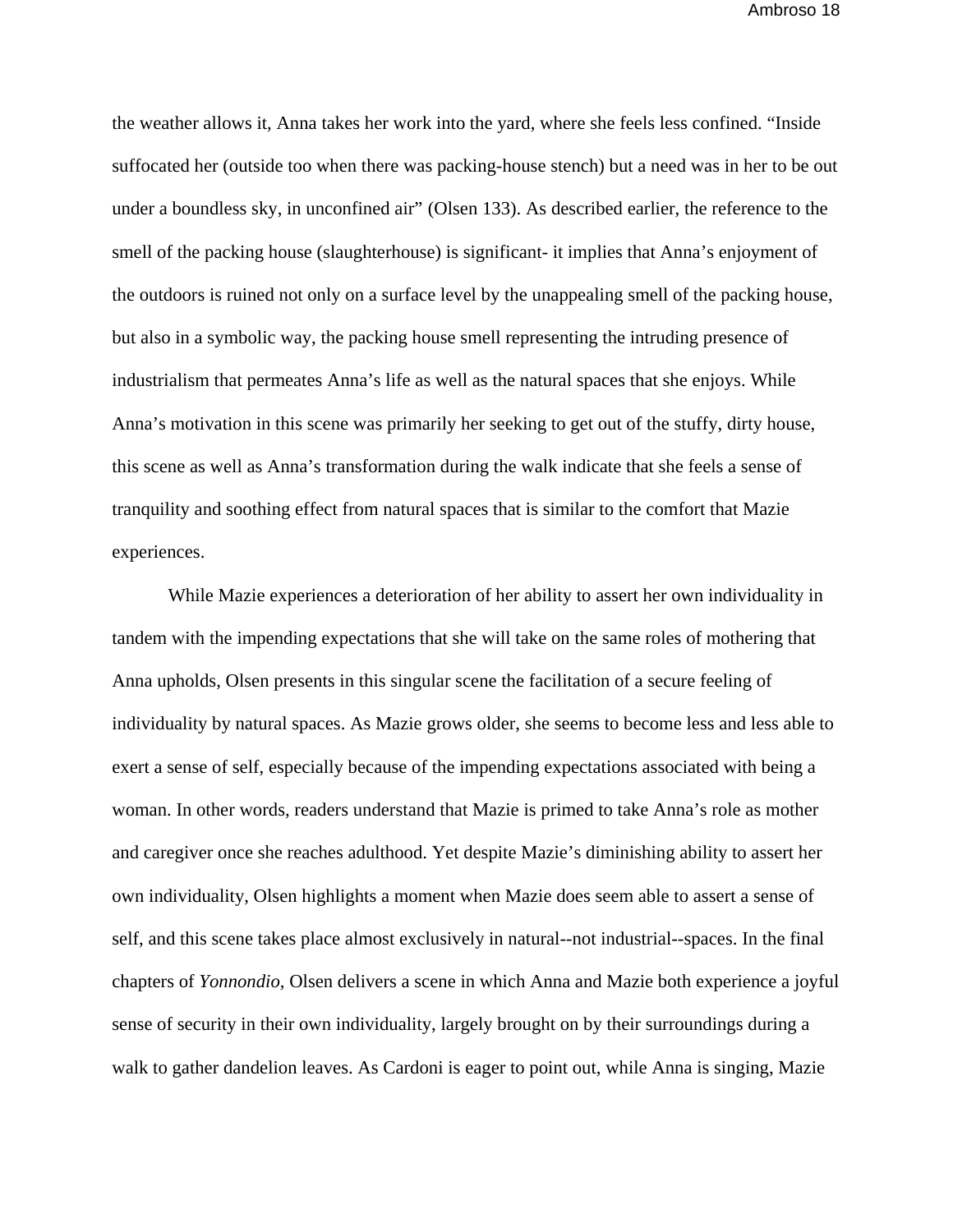the weather allows it, Anna takes her work into the yard, where she feels less confined. "Inside suffocated her (outside too when there was packing-house stench) but a need was in her to be out under a boundless sky, in unconfined air" (Olsen 133). As described earlier, the reference to the smell of the packing house (slaughterhouse) is significant- it implies that Anna's enjoyment of the outdoors is ruined not only on a surface level by the unappealing smell of the packing house, but also in a symbolic way, the packing house smell representing the intruding presence of industrialism that permeates Anna's life as well as the natural spaces that she enjoys. While Anna's motivation in this scene was primarily her seeking to get out of the stuffy, dirty house, this scene as well as Anna's transformation during the walk indicate that she feels a sense of tranquility and soothing effect from natural spaces that is similar to the comfort that Mazie experiences.

While Mazie experiences a deterioration of her ability to assert her own individuality in tandem with the impending expectations that she will take on the same roles of mothering that Anna upholds, Olsen presents in this singular scene the facilitation of a secure feeling of individuality by natural spaces. As Mazie grows older, she seems to become less and less able to exert a sense of self, especially because of the impending expectations associated with being a woman. In other words, readers understand that Mazie is primed to take Anna's role as mother and caregiver once she reaches adulthood. Yet despite Mazie's diminishing ability to assert her own individuality, Olsen highlights a moment when Mazie does seem able to assert a sense of self, and this scene takes place almost exclusively in natural--not industrial--spaces. In the final chapters of *Yonnondio*, Olsen delivers a scene in which Anna and Mazie both experience a joyful sense of security in their own individuality, largely brought on by their surroundings during a walk to gather dandelion leaves. As Cardoni is eager to point out, while Anna is singing, Mazie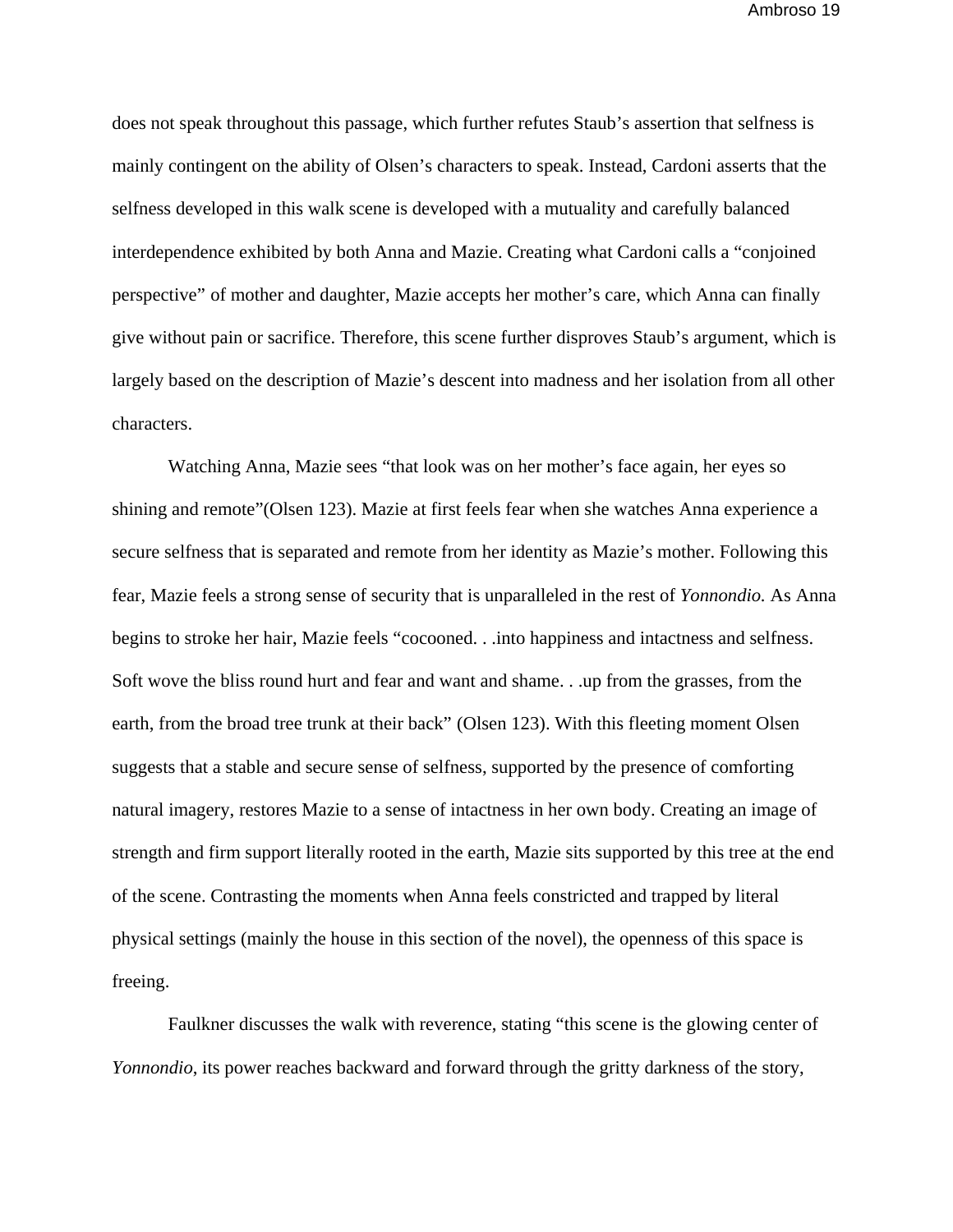does not speak throughout this passage, which further refutes Staub's assertion that selfness is mainly contingent on the ability of Olsen's characters to speak. Instead, Cardoni asserts that the selfness developed in this walk scene is developed with a mutuality and carefully balanced interdependence exhibited by both Anna and Mazie. Creating what Cardoni calls a "conjoined perspective" of mother and daughter, Mazie accepts her mother's care, which Anna can finally give without pain or sacrifice. Therefore, this scene further disproves Staub's argument, which is largely based on the description of Mazie's descent into madness and her isolation from all other characters.

Watching Anna, Mazie sees "that look was on her mother's face again, her eyes so shining and remote"(Olsen 123). Mazie at first feels fear when she watches Anna experience a secure selfness that is separated and remote from her identity as Mazie's mother. Following this fear, Mazie feels a strong sense of security that is unparalleled in the rest of *Yonnondio.* As Anna begins to stroke her hair, Mazie feels "cocooned. . .into happiness and intactness and selfness. Soft wove the bliss round hurt and fear and want and shame. . .up from the grasses, from the earth, from the broad tree trunk at their back" (Olsen 123). With this fleeting moment Olsen suggests that a stable and secure sense of selfness, supported by the presence of comforting natural imagery, restores Mazie to a sense of intactness in her own body. Creating an image of strength and firm support literally rooted in the earth, Mazie sits supported by this tree at the end of the scene. Contrasting the moments when Anna feels constricted and trapped by literal physical settings (mainly the house in this section of the novel), the openness of this space is freeing.

Faulkner discusses the walk with reverence, stating "this scene is the glowing center of *Yonnondio*, its power reaches backward and forward through the gritty darkness of the story,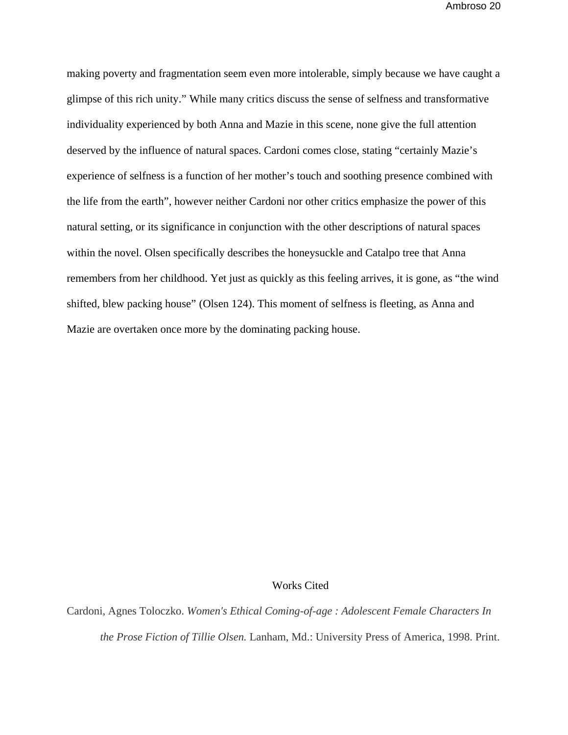making poverty and fragmentation seem even more intolerable, simply because we have caught a glimpse of this rich unity." While many critics discuss the sense of selfness and transformative individuality experienced by both Anna and Mazie in this scene, none give the full attention deserved by the influence of natural spaces. Cardoni comes close, stating "certainly Mazie's experience of selfness is a function of her mother's touch and soothing presence combined with the life from the earth", however neither Cardoni nor other critics emphasize the power of this natural setting, or its significance in conjunction with the other descriptions of natural spaces within the novel. Olsen specifically describes the honeysuckle and Catalpo tree that Anna remembers from her childhood. Yet just as quickly as this feeling arrives, it is gone, as "the wind shifted, blew packing house" (Olsen 124). This moment of selfness is fleeting, as Anna and Mazie are overtaken once more by the dominating packing house.

## Works Cited

Cardoni, Agnes Toloczko. *Women's Ethical Coming-of-age : Adolescent Female Characters In the Prose Fiction of Tillie Olsen.* Lanham, Md.: University Press of America, 1998. Print.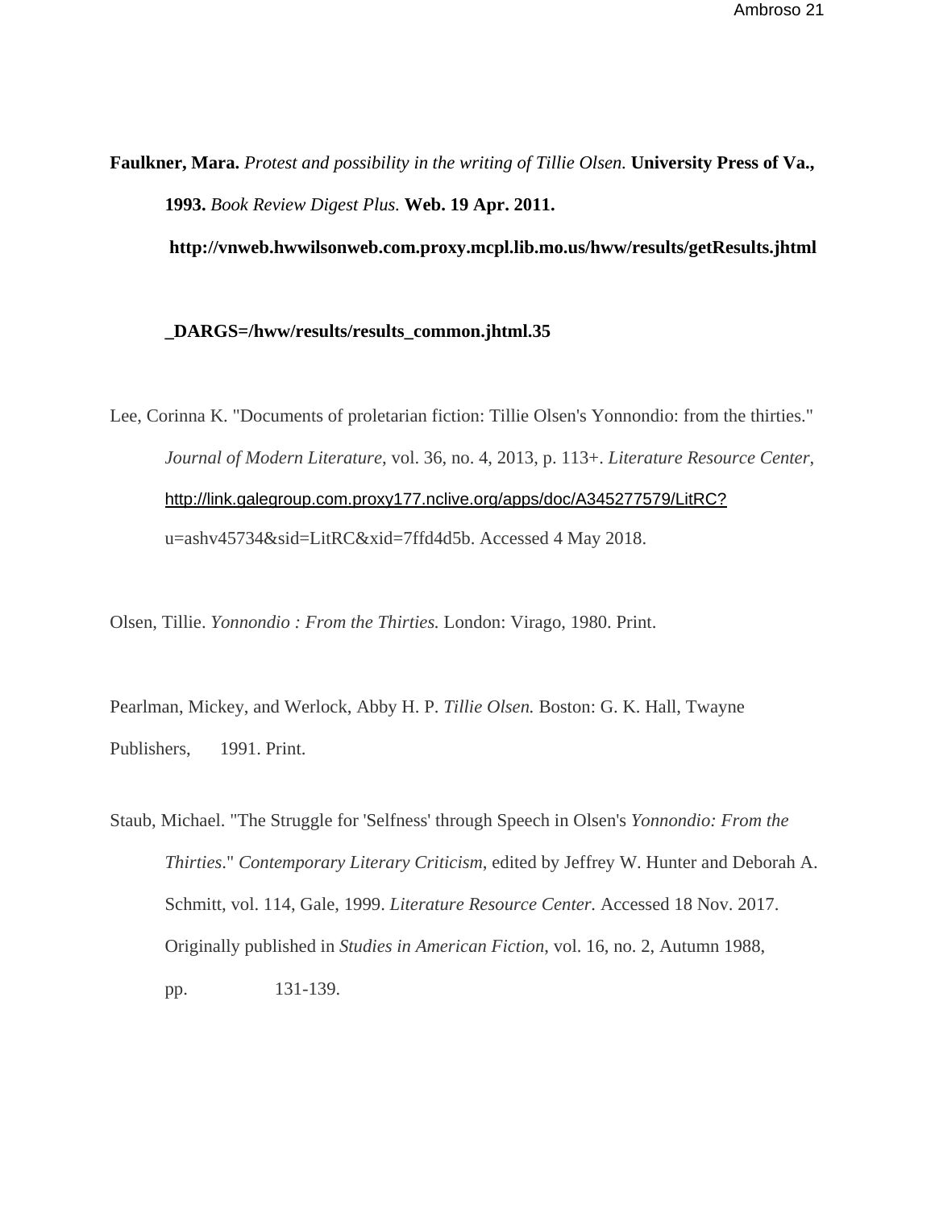**Faulkner, Mara.** *Protest and possibility in the writing of Tillie Olsen.* **University Press of Va., 1993.** *Book Review Digest Plus.* **Web. 19 Apr. 2011. http://vnweb.hwwilsonweb.com.proxy.mcpl.lib.mo.us/hww/results/getResults.jhtml _DARGS=/hww/results/results_common.jhtml.35**

Lee, Corinna K. "Documents of proletarian fiction: Tillie Olsen's Yonnondio: from the thirties." *Journal of Modern Literature*, vol. 36, no. 4, 2013, p. 113+. *Literature Resource Center*, http://link.galegroup.com.proxy177.nclive.org/apps/doc/A345277579/LitRC?u=ashv45734&sid=LitRC&xid=7ffd4d5b. Accessed 4 May 2018.

Olsen, Tillie. *Yonnondio : From the Thirties.* London: Virago, 1980. Print.

Pearlman, Mickey, and Werlock, Abby H. P. *Tillie Olsen.* Boston: G. K. Hall, Twayne Publishers, 1991. Print.

Staub, Michael. "The Struggle for 'Selfness' through Speech in Olsen's *Yonnondio: From the Thirties*." *Contemporary Literary Criticism*, edited by Jeffrey W. Hunter and Deborah A. Schmitt, vol. 114, Gale, 1999. *Literature Resource Center.* Accessed 18 Nov. 2017. Originally published in *Studies in American Fiction*, vol. 16, no. 2, Autumn 1988, pp. 131-139.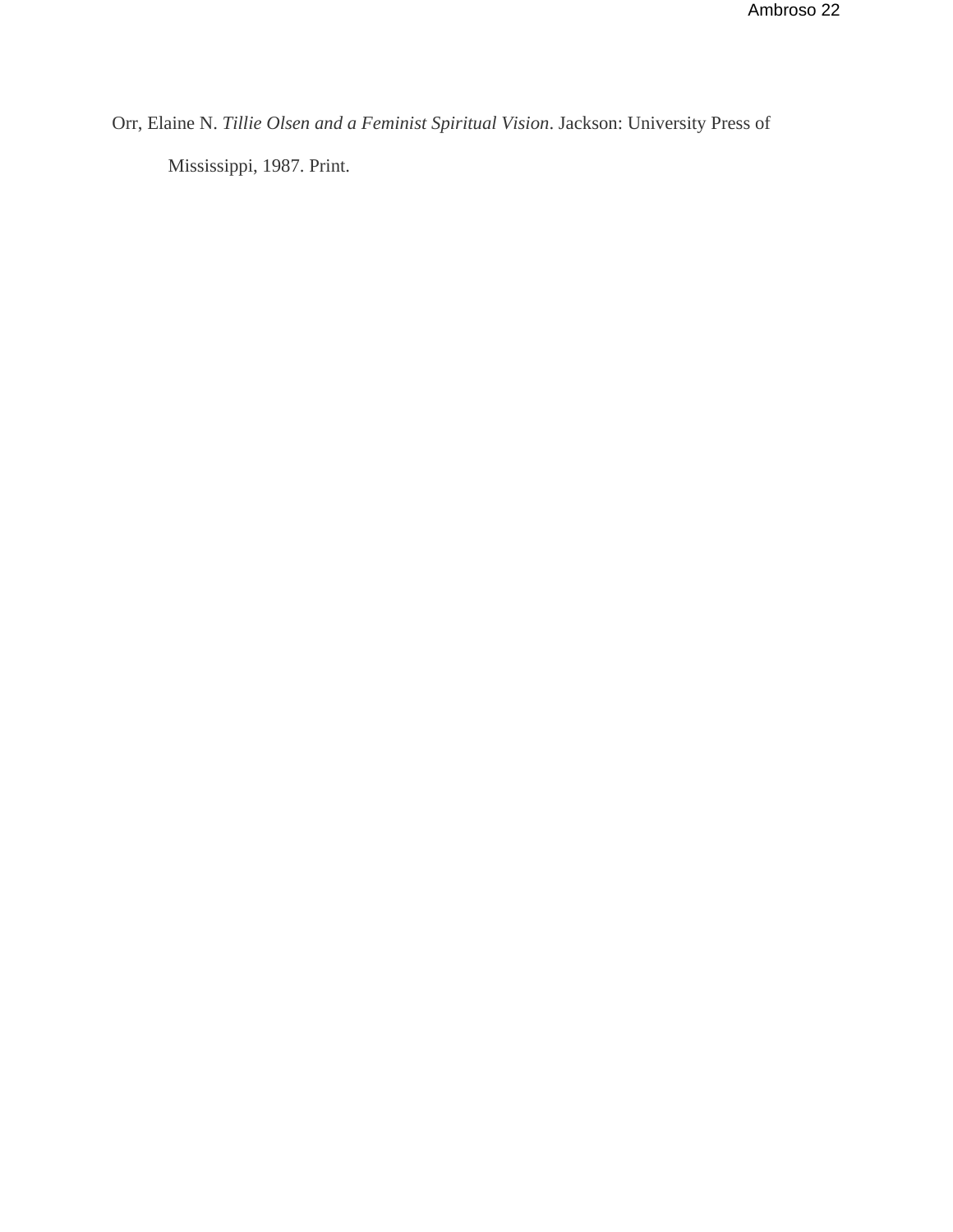Orr, Elaine N. *Tillie Olsen and a Feminist Spiritual Vision*. Jackson: University Press of Mississippi, 1987. Print.